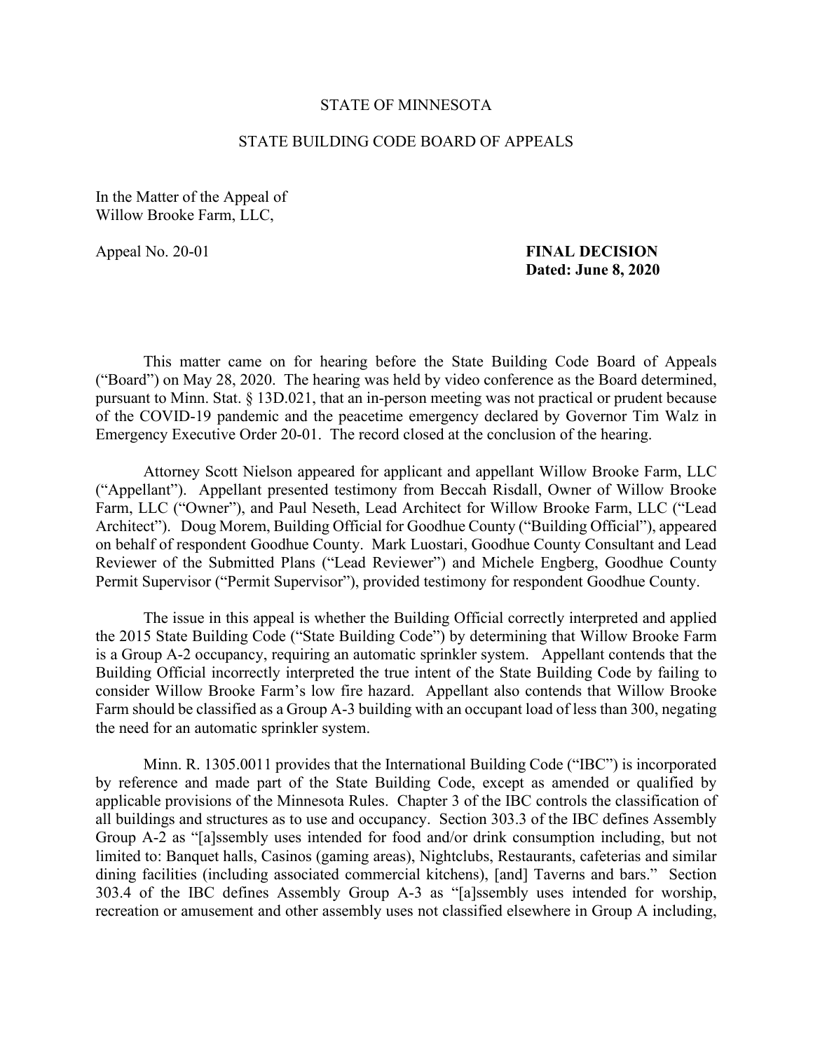STATE OF MINNESOTA

STATE BUILDING CODE BOARD OF APPEALS

In the Matter of the Appeal of
Willow Brooke Farm, LLC,

Appeal No. 20-01

**FINAL DECISION**
**Dated: June 8, 2020**

This matter came on for hearing before the State Building Code Board of Appeals ("Board") on May 28, 2020. The hearing was held by video conference as the Board determined, pursuant to Minn. Stat. § 13D.021, that an in-person meeting was not practical or prudent because of the COVID-19 pandemic and the peacetime emergency declared by Governor Tim Walz in Emergency Executive Order 20-01. The record closed at the conclusion of the hearing.

Attorney Scott Nielson appeared for applicant and appellant Willow Brooke Farm, LLC ("Appellant"). Appellant presented testimony from Beccah Risdall, Owner of Willow Brooke Farm, LLC ("Owner"), and Paul Neseth, Lead Architect for Willow Brooke Farm, LLC ("Lead Architect"). Doug Morem, Building Official for Goodhue County ("Building Official"), appeared on behalf of respondent Goodhue County. Mark Luostari, Goodhue County Consultant and Lead Reviewer of the Submitted Plans ("Lead Reviewer") and Michele Engberg, Goodhue County Permit Supervisor ("Permit Supervisor"), provided testimony for respondent Goodhue County.

The issue in this appeal is whether the Building Official correctly interpreted and applied the 2015 State Building Code ("State Building Code") by determining that Willow Brooke Farm is a Group A-2 occupancy, requiring an automatic sprinkler system. Appellant contends that the Building Official incorrectly interpreted the true intent of the State Building Code by failing to consider Willow Brooke Farm's low fire hazard. Appellant also contends that Willow Brooke Farm should be classified as a Group A-3 building with an occupant load of less than 300, negating the need for an automatic sprinkler system.

Minn. R. 1305.0011 provides that the International Building Code ("IBC") is incorporated by reference and made part of the State Building Code, except as amended or qualified by applicable provisions of the Minnesota Rules. Chapter 3 of the IBC controls the classification of all buildings and structures as to use and occupancy. Section 303.3 of the IBC defines Assembly Group A-2 as "[a]ssembly uses intended for food and/or drink consumption including, but not limited to: Banquet halls, Casinos (gaming areas), Nightclubs, Restaurants, cafeterias and similar dining facilities (including associated commercial kitchens), [and] Taverns and bars." Section 303.4 of the IBC defines Assembly Group A-3 as "[a]ssembly uses intended for worship, recreation or amusement and other assembly uses not classified elsewhere in Group A including,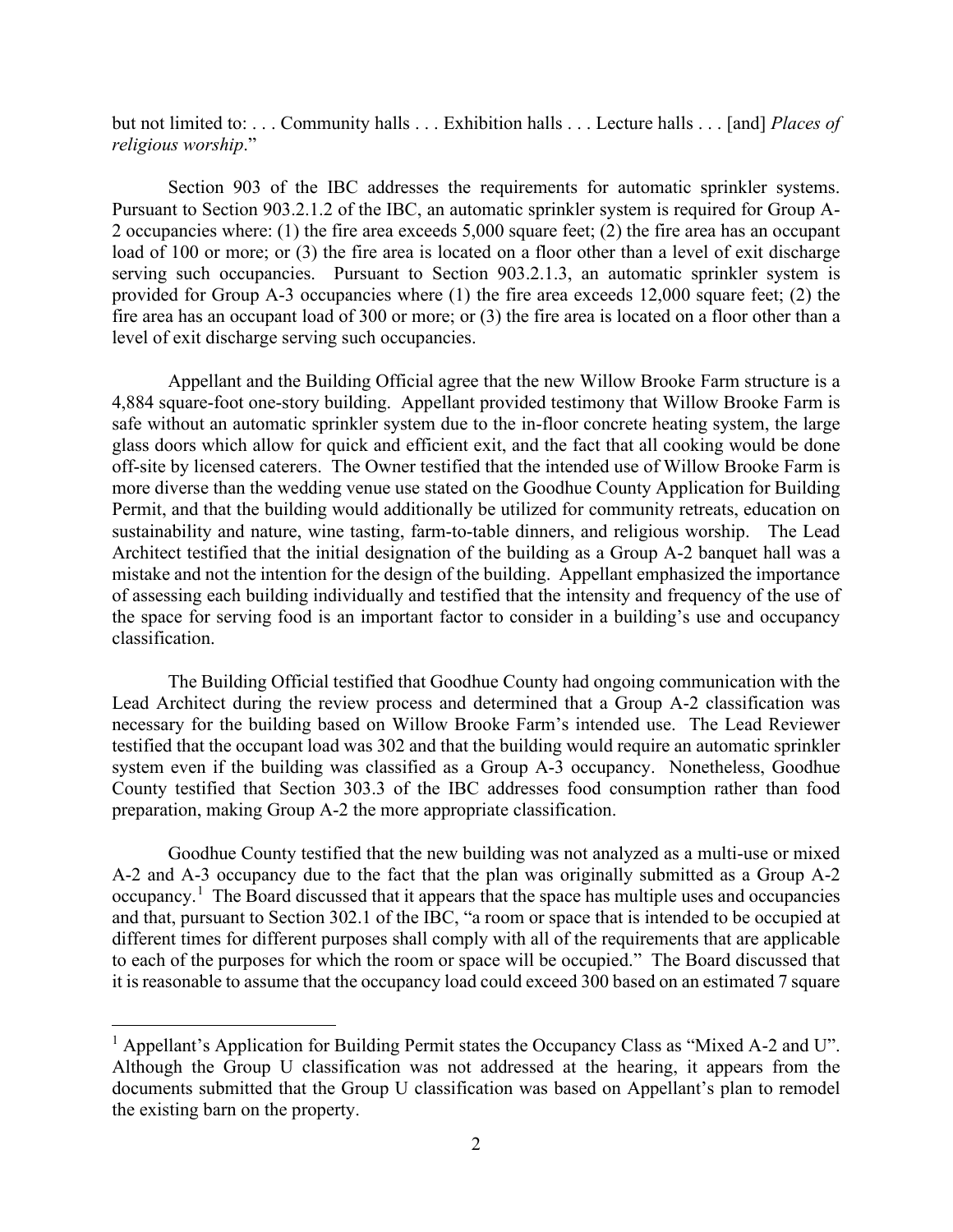but not limited to: . . . Community halls . . . Exhibition halls . . . Lecture halls . . . [and] *Places of religious worship*."

Section 903 of the IBC addresses the requirements for automatic sprinkler systems. Pursuant to Section 903.2.1.2 of the IBC, an automatic sprinkler system is required for Group A-2 occupancies where: (1) the fire area exceeds 5,000 square feet; (2) the fire area has an occupant load of 100 or more; or (3) the fire area is located on a floor other than a level of exit discharge serving such occupancies. Pursuant to Section 903.2.1.3, an automatic sprinkler system is provided for Group A-3 occupancies where (1) the fire area exceeds 12,000 square feet; (2) the fire area has an occupant load of 300 or more; or (3) the fire area is located on a floor other than a level of exit discharge serving such occupancies.

Appellant and the Building Official agree that the new Willow Brooke Farm structure is a 4,884 square-foot one-story building. Appellant provided testimony that Willow Brooke Farm is safe without an automatic sprinkler system due to the in-floor concrete heating system, the large glass doors which allow for quick and efficient exit, and the fact that all cooking would be done off-site by licensed caterers. The Owner testified that the intended use of Willow Brooke Farm is more diverse than the wedding venue use stated on the Goodhue County Application for Building Permit, and that the building would additionally be utilized for community retreats, education on sustainability and nature, wine tasting, farm-to-table dinners, and religious worship. The Lead Architect testified that the initial designation of the building as a Group A-2 banquet hall was a mistake and not the intention for the design of the building. Appellant emphasized the importance of assessing each building individually and testified that the intensity and frequency of the use of the space for serving food is an important factor to consider in a building's use and occupancy classification.

The Building Official testified that Goodhue County had ongoing communication with the Lead Architect during the review process and determined that a Group A-2 classification was necessary for the building based on Willow Brooke Farm's intended use. The Lead Reviewer testified that the occupant load was 302 and that the building would require an automatic sprinkler system even if the building was classified as a Group A-3 occupancy. Nonetheless, Goodhue County testified that Section 303.3 of the IBC addresses food consumption rather than food preparation, making Group A-2 the more appropriate classification.

Goodhue County testified that the new building was not analyzed as a multi-use or mixed A-2 and A-3 occupancy due to the fact that the plan was originally submitted as a Group A-2 occupancy.[1] The Board discussed that it appears that the space has multiple uses and occupancies and that, pursuant to Section 302.1 of the IBC, "a room or space that is intended to be occupied at different times for different purposes shall comply with all of the requirements that are applicable to each of the purposes for which the room or space will be occupied." The Board discussed that it is reasonable to assume that the occupancy load could exceed 300 based on an estimated 7 square

[1] Appellant's Application for Building Permit states the Occupancy Class as "Mixed A-2 and U". Although the Group U classification was not addressed at the hearing, it appears from the documents submitted that the Group U classification was based on Appellant's plan to remodel the existing barn on the property.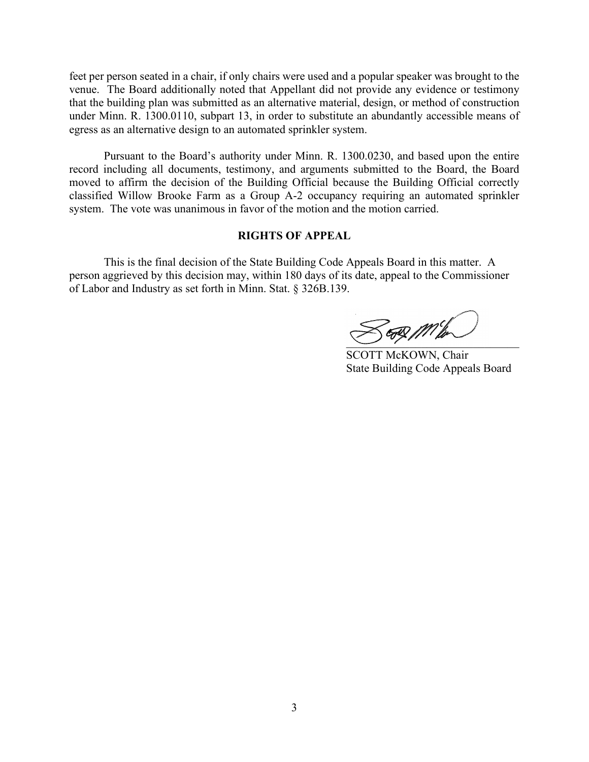feet per person seated in a chair, if only chairs were used and a popular speaker was brought to the venue. The Board additionally noted that Appellant did not provide any evidence or testimony that the building plan was submitted as an alternative material, design, or method of construction under Minn. R. 1300.0110, subpart 13, in order to substitute an abundantly accessible means of egress as an alternative design to an automated sprinkler system.

Pursuant to the Board's authority under Minn. R. 1300.0230, and based upon the entire record including all documents, testimony, and arguments submitted to the Board, the Board moved to affirm the decision of the Building Official because the Building Official correctly classified Willow Brooke Farm as a Group A-2 occupancy requiring an automated sprinkler system. The vote was unanimous in favor of the motion and the motion carried.

## RIGHTS OF APPEAL

This is the final decision of the State Building Code Appeals Board in this matter. A person aggrieved by this decision may, within 180 days of its date, appeal to the Commissioner of Labor and Industry as set forth in Minn. Stat. § 326B.139.

SCOTT McKOWN, Chair
State Building Code Appeals Board